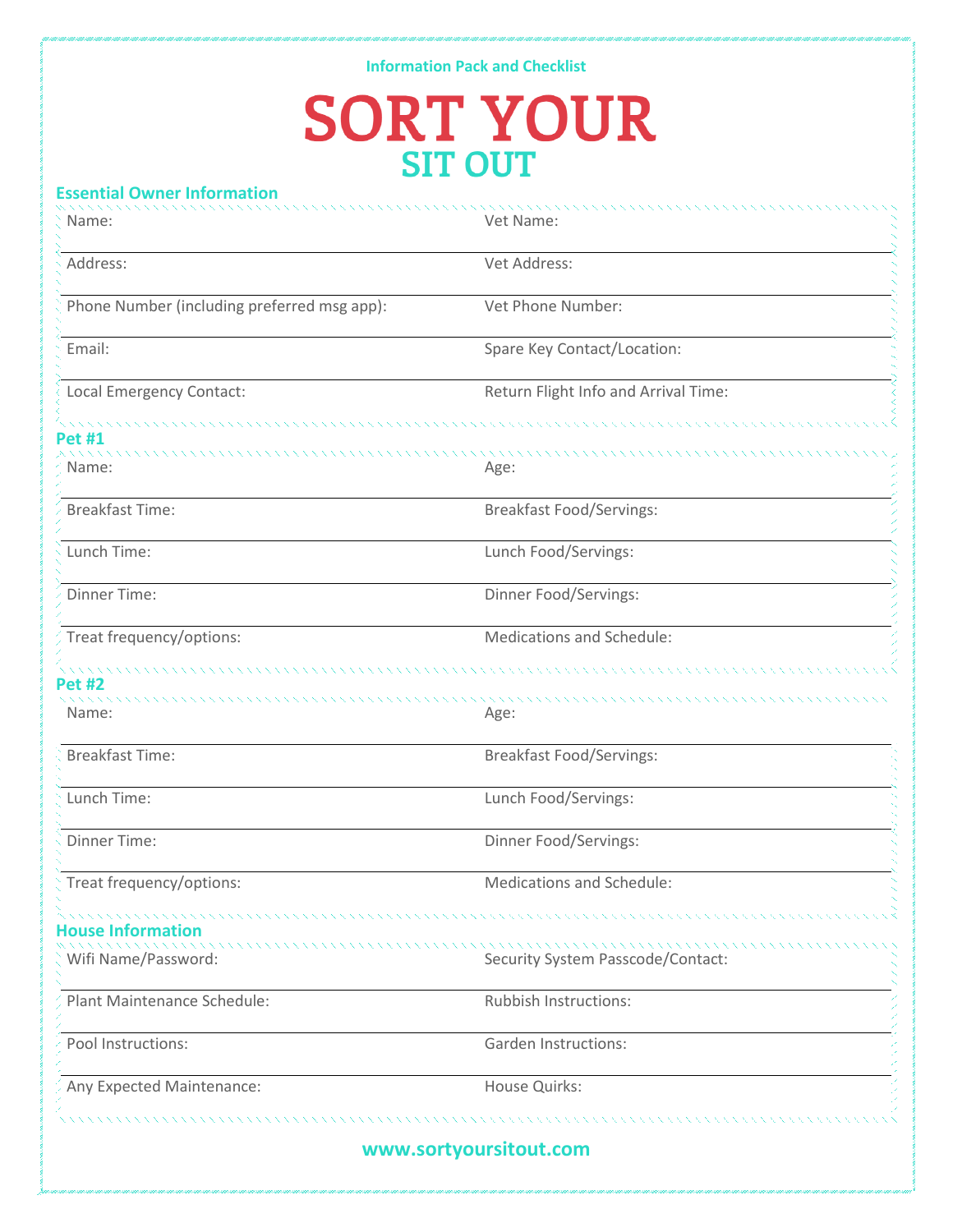Information Pack and Checklist

# SORT YOUR SIT OUT

## Essential Owner Information

| | |
|---|---|
| Name: | Vet Name: |
| Address: | Vet Address: |
| Phone Number (including preferred msg app): | Vet Phone Number: |
| Email: | Spare Key Contact/Location: |
| Local Emergency Contact: | Return Flight Info and Arrival Time: |

## Pet #1

| | |
|---|---|
| Name: | Age: |
| Breakfast Time: | Breakfast Food/Servings: |
| Lunch Time: | Lunch Food/Servings: |
| Dinner Time: | Dinner Food/Servings: |
| Treat frequency/options: | Medications and Schedule: |

## Pet #2

| | |
|---|---|
| Name: | Age: |
| Breakfast Time: | Breakfast Food/Servings: |
| Lunch Time: | Lunch Food/Servings: |
| Dinner Time: | Dinner Food/Servings: |
| Treat frequency/options: | Medications and Schedule: |

## House Information

| | |
|---|---|
| Wifi Name/Password: | Security System Passcode/Contact: |
| Plant Maintenance Schedule: | Rubbish Instructions: |
| Pool Instructions: | Garden Instructions: |
| Any Expected Maintenance: | House Quirks: |

www.sortyoursitout.com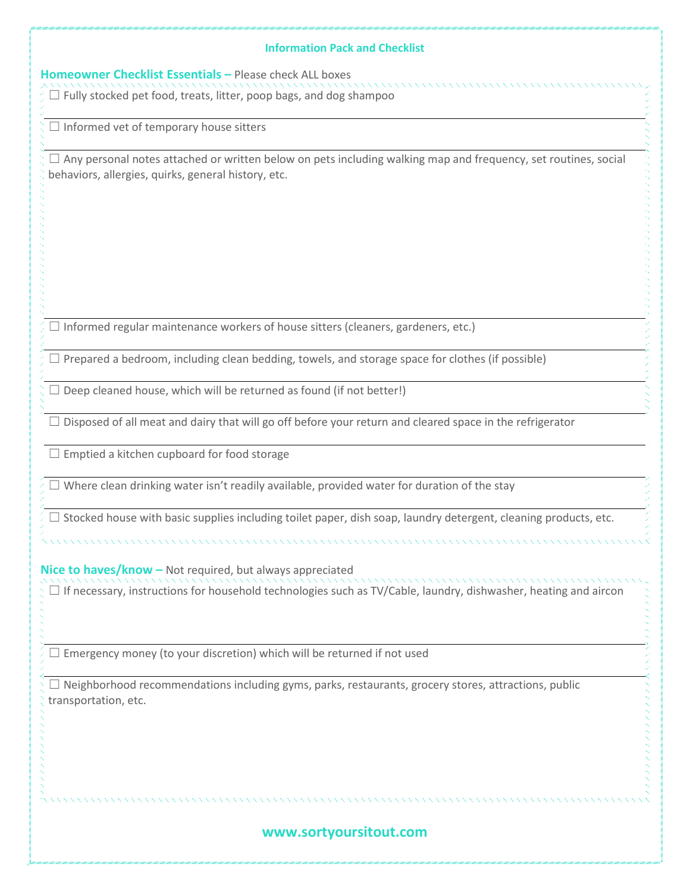## Information Pack and Checklist

**Homeowner Checklist Essentials –** Please check ALL boxes

☐ Fully stocked pet food, treats, litter, poop bags, and dog shampoo

☐ Informed vet of temporary house sitters

☐ Any personal notes attached or written below on pets including walking map and frequency, set routines, social behaviors, allergies, quirks, general history, etc.

☐ Informed regular maintenance workers of house sitters (cleaners, gardeners, etc.)

☐ Prepared a bedroom, including clean bedding, towels, and storage space for clothes (if possible)

☐ Deep cleaned house, which will be returned as found (if not better!)

☐ Disposed of all meat and dairy that will go off before your return and cleared space in the refrigerator

☐ Emptied a kitchen cupboard for food storage

☐ Where clean drinking water isn't readily available, provided water for duration of the stay

☐ Stocked house with basic supplies including toilet paper, dish soap, laundry detergent, cleaning products, etc.

**Nice to haves/know –** Not required, but always appreciated

☐ If necessary, instructions for household technologies such as TV/Cable, laundry, dishwasher, heating and aircon

☐ Emergency money (to your discretion) which will be returned if not used

☐ Neighborhood recommendations including gyms, parks, restaurants, grocery stores, attractions, public transportation, etc.

**www.sortyoursitout.com**